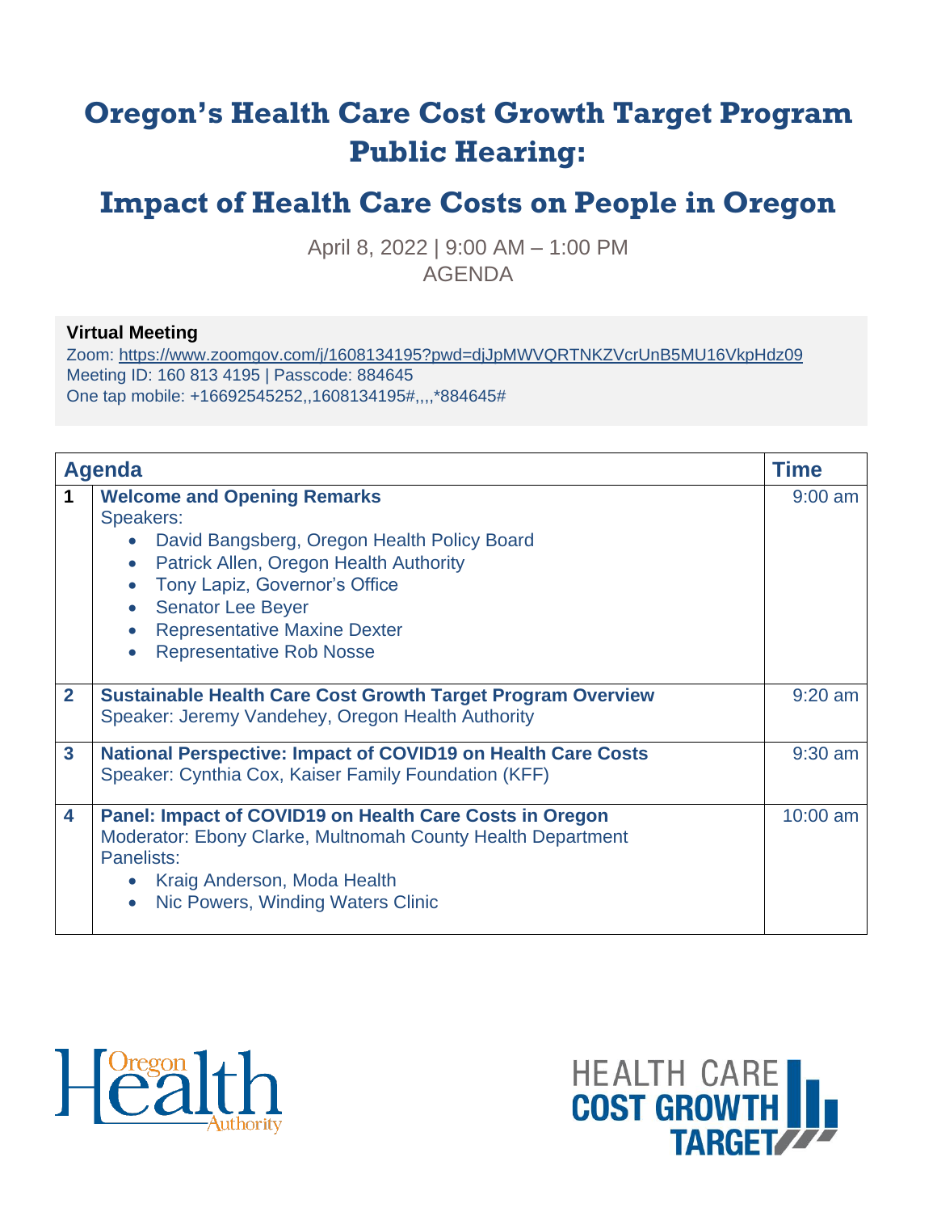# Oregon's Health Care Cost Growth Target Program Public Hearing:

## Impact of Health Care Costs on People in Oregon

April 8, 2022 | 9:00 AM – 1:00 PM
AGENDA

**Virtual Meeting**
Zoom: https://www.zoomgov.com/j/1608134195?pwd=djJpMWVQRTNKZVcrUnB5MU16VkpHdz09
Meeting ID: 160 813 4195 | Passcode: 884645
One tap mobile: +16692545252,,1608134195#,,,,*884645#

| | Agenda | Time |
|---|---|---|
| 1 | **Welcome and Opening Remarks**<br>Speakers:<br>• David Bangsberg, Oregon Health Policy Board<br>• Patrick Allen, Oregon Health Authority<br>• Tony Lapiz, Governor's Office<br>• Senator Lee Beyer<br>• Representative Maxine Dexter<br>• Representative Rob Nosse | 9:00 am |
| 2 | **Sustainable Health Care Cost Growth Target Program Overview**<br>Speaker: Jeremy Vandehey, Oregon Health Authority | 9:20 am |
| 3 | **National Perspective: Impact of COVID19 on Health Care Costs**<br>Speaker: Cynthia Cox, Kaiser Family Foundation (KFF) | 9:30 am |
| 4 | **Panel: Impact of COVID19 on Health Care Costs in Oregon**<br>Moderator: Ebony Clarke, Multnomah County Health Department<br>Panelists:<br>• Kraig Anderson, Moda Health<br>• Nic Powers, Winding Waters Clinic | 10:00 am |

Oregon Health Authority

HEALTH CARE COST GROWTH TARGET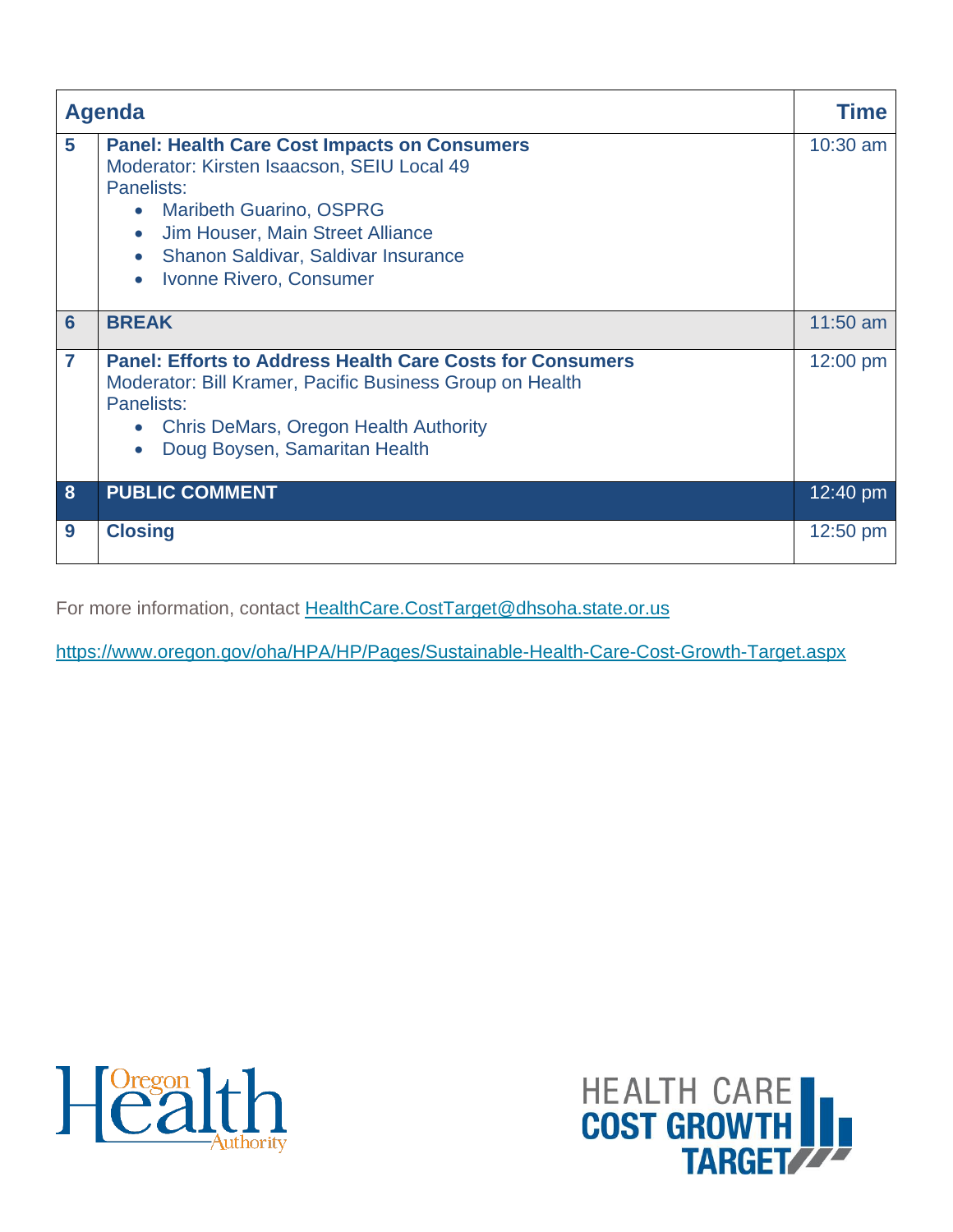| | Agenda | Time |
|---|---|---|
| 5 | **Panel: Health Care Cost Impacts on Consumers**<br>Moderator: Kirsten Isaacson, SEIU Local 49<br>Panelists:<br>• Maribeth Guarino, OSPRG<br>• Jim Houser, Main Street Alliance<br>• Shanon Saldivar, Saldivar Insurance<br>• Ivonne Rivero, Consumer | 10:30 am |
| 6 | **BREAK** | 11:50 am |
| 7 | **Panel: Efforts to Address Health Care Costs for Consumers**<br>Moderator: Bill Kramer, Pacific Business Group on Health<br>Panelists:<br>• Chris DeMars, Oregon Health Authority<br>• Doug Boysen, Samaritan Health | 12:00 pm |
| 8 | **PUBLIC COMMENT** | 12:40 pm |
| 9 | **Closing** | 12:50 pm |

For more information, contact HealthCare.CostTarget@dhsoha.state.or.us

https://www.oregon.gov/oha/HPA/HP/Pages/Sustainable-Health-Care-Cost-Growth-Target.aspx

Oregon Health Authority

HEALTH CARE COST GROWTH TARGET